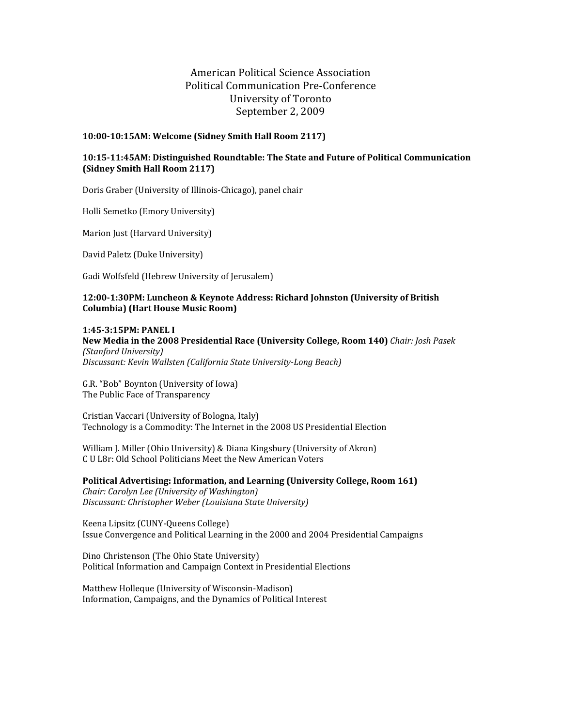American Political Science Association
Political Communication Pre-Conference
University of Toronto
September 2, 2009

**10:00-10:15AM: Welcome (Sidney Smith Hall Room 2117)**

**10:15-11:45AM: Distinguished Roundtable: The State and Future of Political Communication (Sidney Smith Hall Room 2117)**

Doris Graber (University of Illinois-Chicago), panel chair

Holli Semetko (Emory University)

Marion Just (Harvard University)

David Paletz (Duke University)

Gadi Wolfsfeld (Hebrew University of Jerusalem)

**12:00-1:30PM: Luncheon & Keynote Address: Richard Johnston (University of British Columbia) (Hart House Music Room)**

**1:45-3:15PM: PANEL I**
**New Media in the 2008 Presidential Race (University College, Room 140)** *Chair: Josh Pasek (Stanford University)*
*Discussant: Kevin Wallsten (California State University-Long Beach)*

G.R. "Bob" Boynton (University of Iowa)
The Public Face of Transparency

Cristian Vaccari (University of Bologna, Italy)
Technology is a Commodity: The Internet in the 2008 US Presidential Election

William J. Miller (Ohio University) & Diana Kingsbury (University of Akron)
C U L8r: Old School Politicians Meet the New American Voters

**Political Advertising: Information, and Learning (University College, Room 161)**
*Chair: Carolyn Lee (University of Washington)*
*Discussant: Christopher Weber (Louisiana State University)*

Keena Lipsitz (CUNY-Queens College)
Issue Convergence and Political Learning in the 2000 and 2004 Presidential Campaigns

Dino Christenson (The Ohio State University)
Political Information and Campaign Context in Presidential Elections

Matthew Holleque (University of Wisconsin-Madison)
Information, Campaigns, and the Dynamics of Political Interest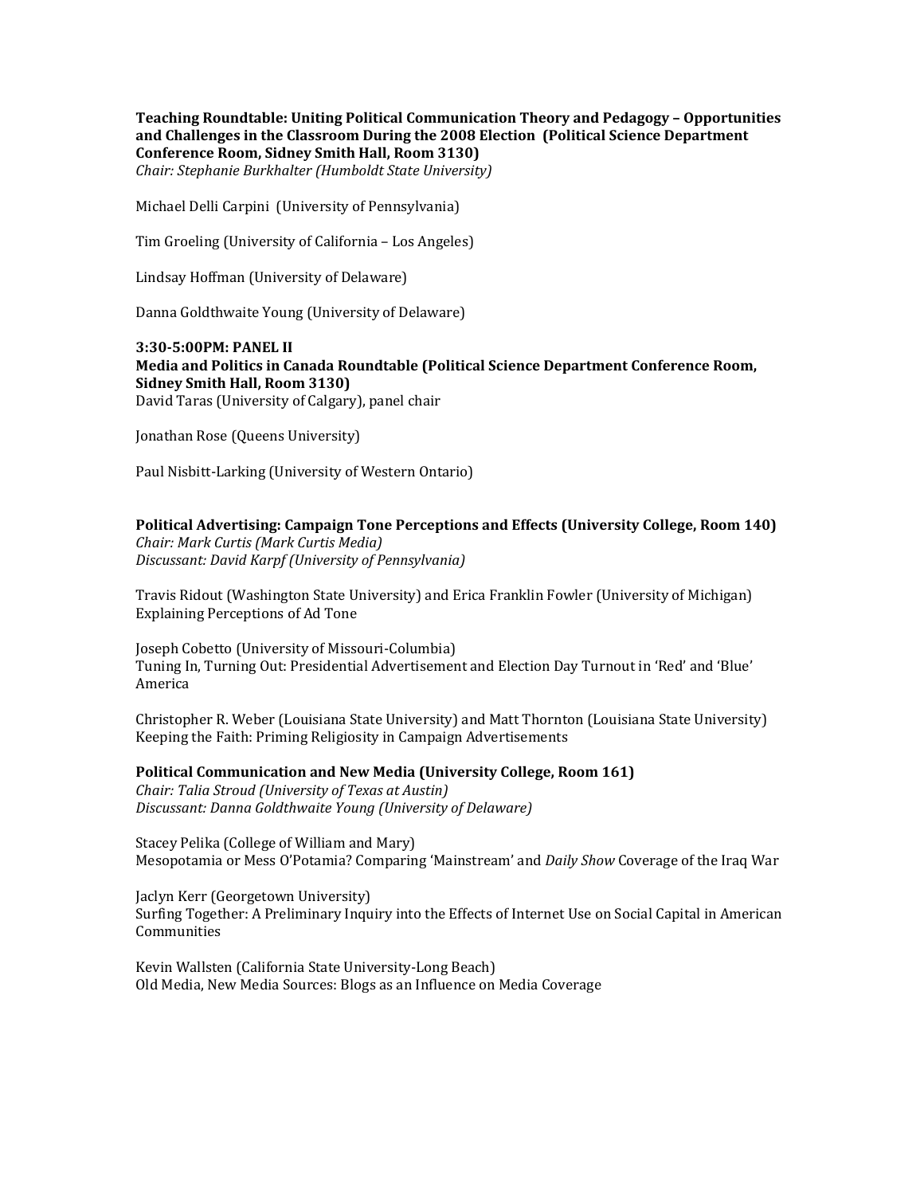**Teaching Roundtable: Uniting Political Communication Theory and Pedagogy – Opportunities and Challenges in the Classroom During the 2008 Election (Political Science Department Conference Room, Sidney Smith Hall, Room 3130)**
*Chair: Stephanie Burkhalter (Humboldt State University)*

Michael Delli Carpini (University of Pennsylvania)

Tim Groeling (University of California – Los Angeles)

Lindsay Hoffman (University of Delaware)

Danna Goldthwaite Young (University of Delaware)

**3:30-5:00PM: PANEL II**
**Media and Politics in Canada Roundtable (Political Science Department Conference Room, Sidney Smith Hall, Room 3130)**
David Taras (University of Calgary), panel chair

Jonathan Rose (Queens University)

Paul Nisbitt-Larking (University of Western Ontario)

**Political Advertising: Campaign Tone Perceptions and Effects (University College, Room 140)**
*Chair: Mark Curtis (Mark Curtis Media)*
*Discussant: David Karpf (University of Pennsylvania)*

Travis Ridout (Washington State University) and Erica Franklin Fowler (University of Michigan)
Explaining Perceptions of Ad Tone

Joseph Cobetto (University of Missouri-Columbia)
Tuning In, Turning Out: Presidential Advertisement and Election Day Turnout in 'Red' and 'Blue' America

Christopher R. Weber (Louisiana State University) and Matt Thornton (Louisiana State University)
Keeping the Faith: Priming Religiosity in Campaign Advertisements

**Political Communication and New Media (University College, Room 161)**
*Chair: Talia Stroud (University of Texas at Austin)*
*Discussant: Danna Goldthwaite Young (University of Delaware)*

Stacey Pelika (College of William and Mary)
Mesopotamia or Mess O'Potamia? Comparing 'Mainstream' and *Daily Show* Coverage of the Iraq War

Jaclyn Kerr (Georgetown University)
Surfing Together: A Preliminary Inquiry into the Effects of Internet Use on Social Capital in American Communities

Kevin Wallsten (California State University-Long Beach)
Old Media, New Media Sources: Blogs as an Influence on Media Coverage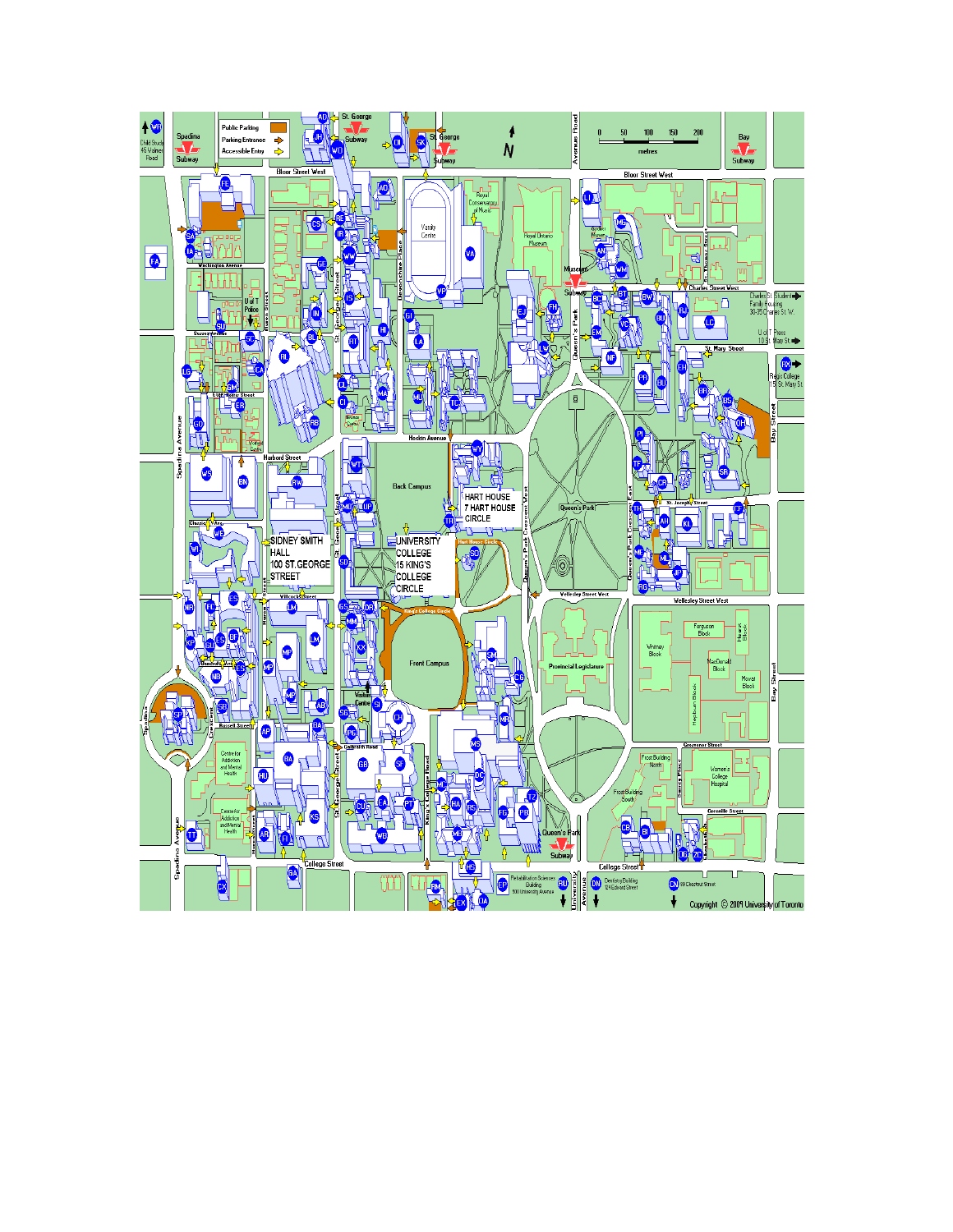Public Parking

Parking Entrance

Accessible Entry

HART HOUSE
7 HART HOUSE
CIRCLE

SIDNEY SMITH
HALL
100 ST.GEORGE
STREET

UNIVERSITY
COLLEGE
15 KING'S
COLLEGE
CIRCLE

Copyright © 2009 University of Toronto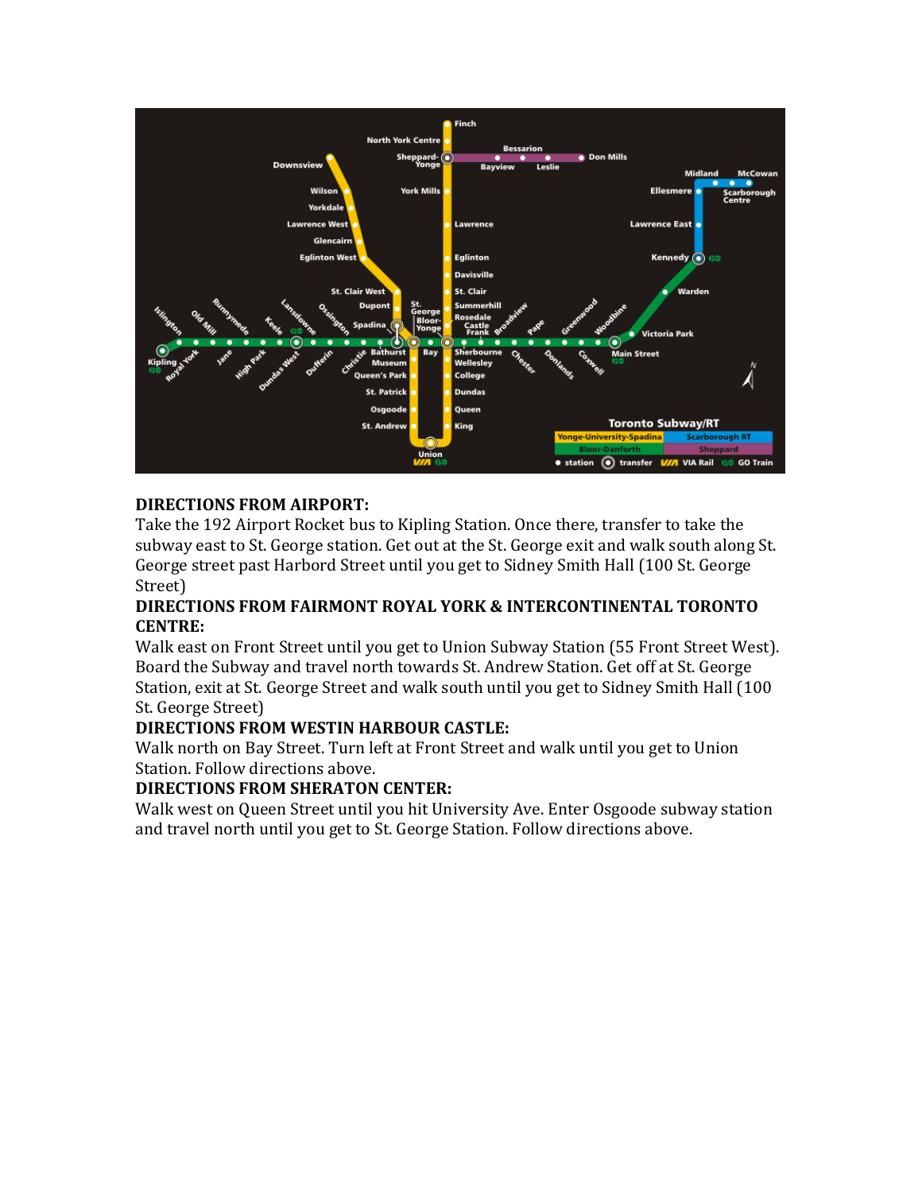Toronto Subway/RT

Yonge-University-Spadina
Scarborough RT
Bloor-Danforth
Sheppard
station
transfer
VIA Rail
GO Train

**DIRECTIONS FROM AIRPORT:**
Take the 192 Airport Rocket bus to Kipling Station. Once there, transfer to take the subway east to St. George station. Get out at the St. George exit and walk south along St. George street past Harbord Street until you get to Sidney Smith Hall (100 St. George Street)

**DIRECTIONS FROM FAIRMONT ROYAL YORK & INTERCONTINENTAL TORONTO CENTRE:**
Walk east on Front Street until you get to Union Subway Station (55 Front Street West). Board the Subway and travel north towards St. Andrew Station. Get off at St. George Station, exit at St. George Street and walk south until you get to Sidney Smith Hall (100 St. George Street)

**DIRECTIONS FROM WESTIN HARBOUR CASTLE:**
Walk north on Bay Street. Turn left at Front Street and walk until you get to Union Station. Follow directions above.

**DIRECTIONS FROM SHERATON CENTER:**
Walk west on Queen Street until you hit University Ave. Enter Osgoode subway station and travel north until you get to St. George Station. Follow directions above.